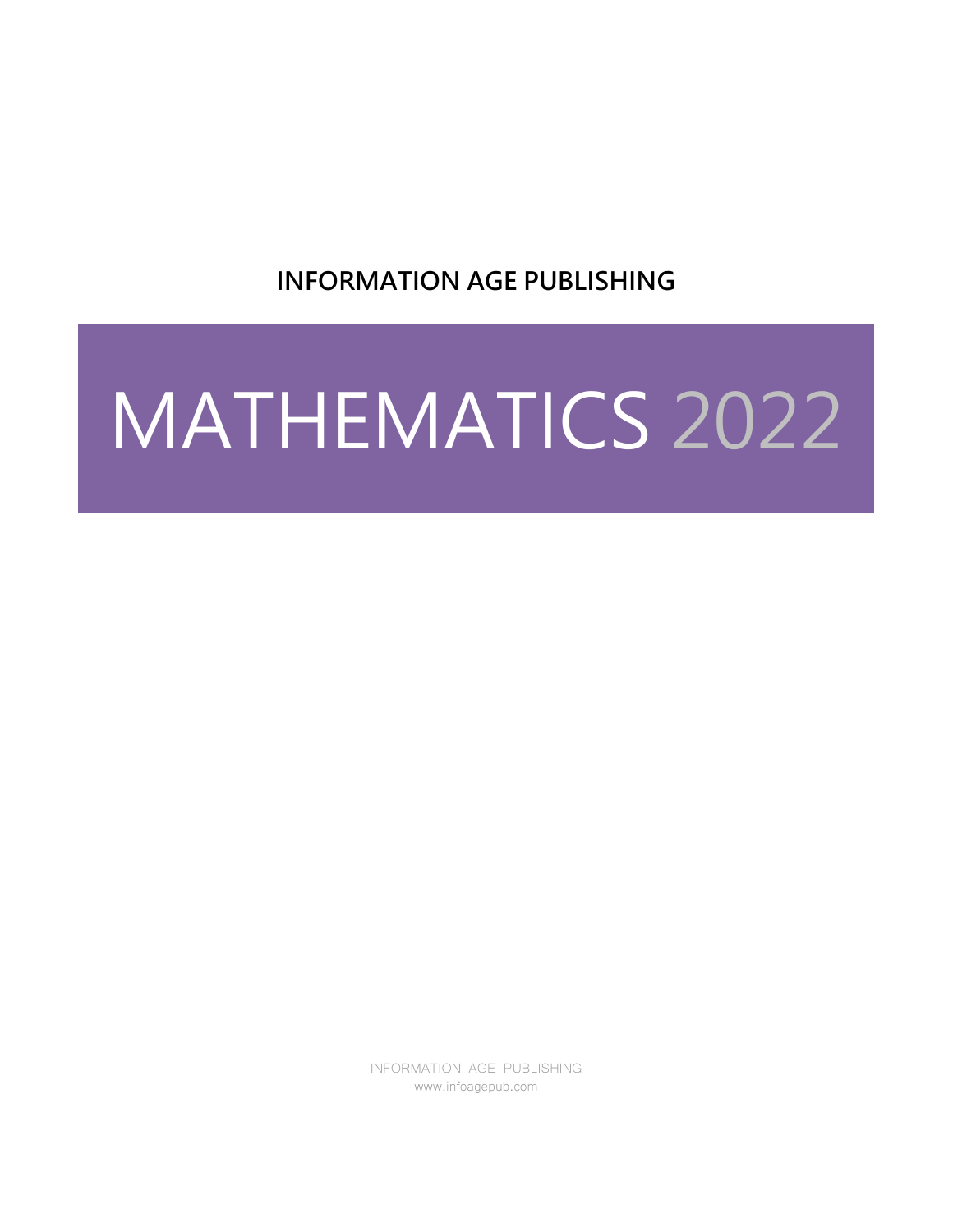**INFORMATION AGE PUBLISHING**

# MATHEMATICS 2022

INFORMATION AGE PUBLISHING
www.infoagepub.com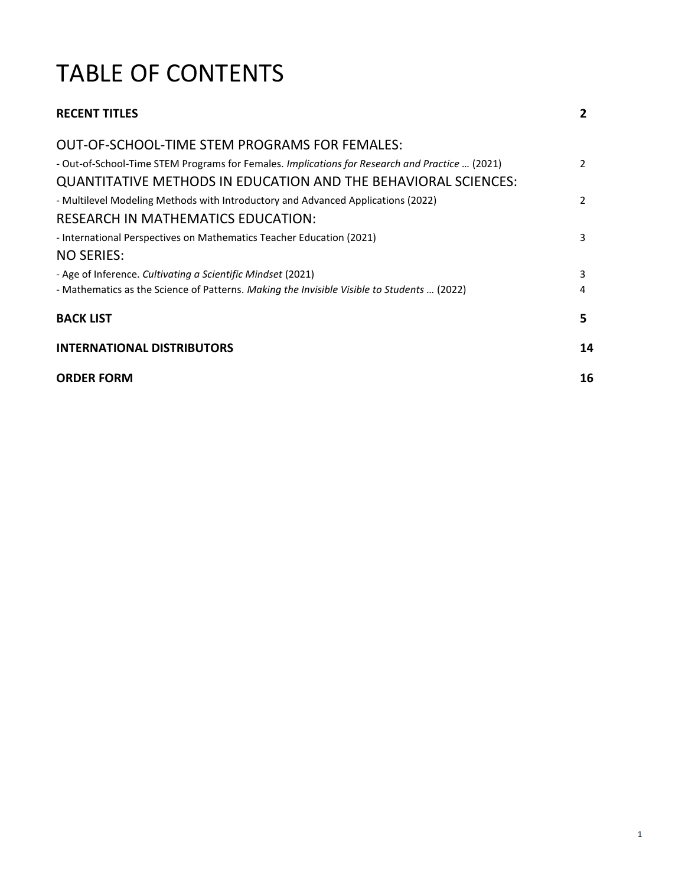# TABLE OF CONTENTS

| | |
|---|---|
| **RECENT TITLES** | **2** |
| OUT-OF-SCHOOL-TIME STEM PROGRAMS FOR FEMALES: | |
| - Out-of-School-Time STEM Programs for Females. *Implications for Research and Practice …* (2021) | 2 |
| QUANTITATIVE METHODS IN EDUCATION AND THE BEHAVIORAL SCIENCES: | |
| - Multilevel Modeling Methods with Introductory and Advanced Applications (2022) | 2 |
| RESEARCH IN MATHEMATICS EDUCATION: | |
| - International Perspectives on Mathematics Teacher Education (2021) | 3 |
| NO SERIES: | |
| - Age of Inference. *Cultivating a Scientific Mindset* (2021) | 3 |
| - Mathematics as the Science of Patterns. *Making the Invisible Visible to Students …* (2022) | 4 |
| **BACK LIST** | **5** |
| **INTERNATIONAL DISTRIBUTORS** | **14** |
| **ORDER FORM** | **16** |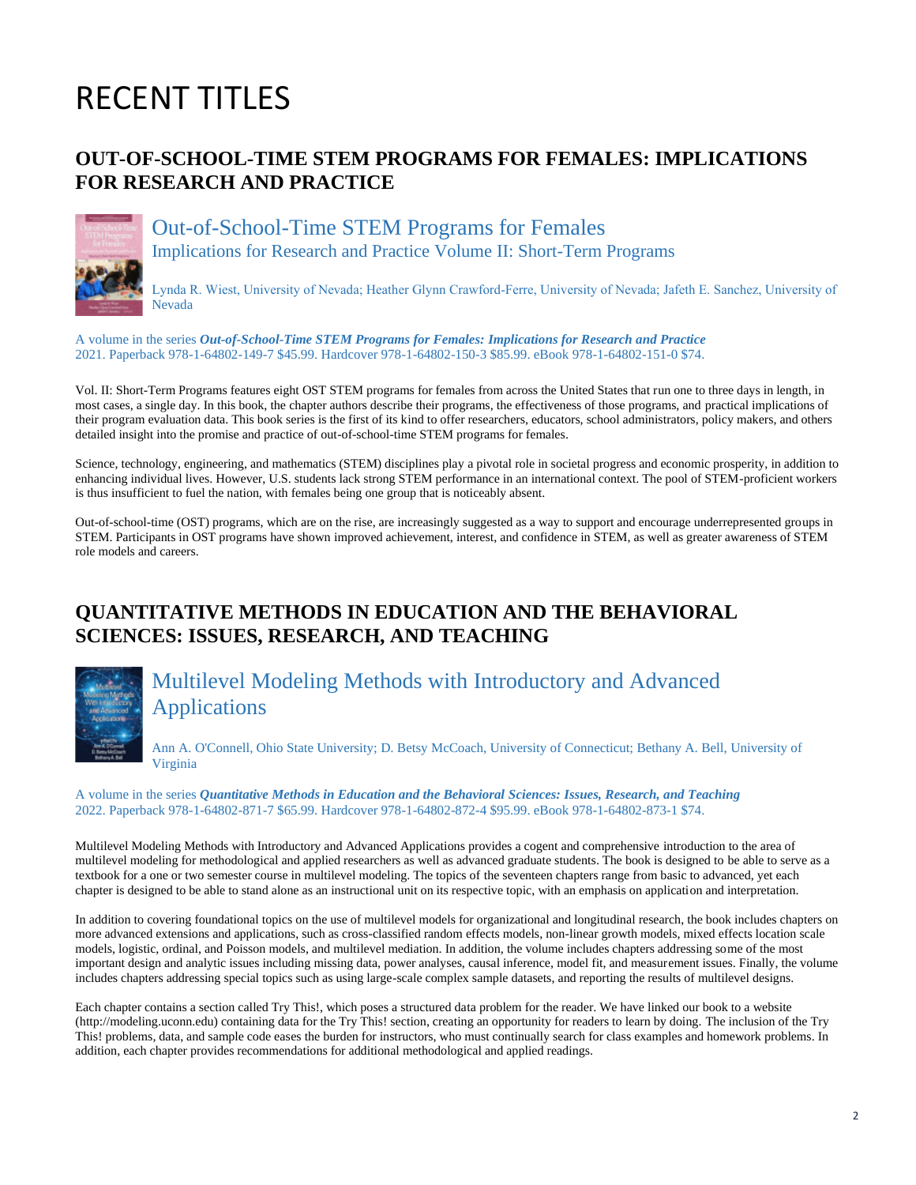# RECENT TITLES

## OUT-OF-SCHOOL-TIME STEM PROGRAMS FOR FEMALES: IMPLICATIONS FOR RESEARCH AND PRACTICE

### Out-of-School-Time STEM Programs for Females
Implications for Research and Practice Volume II: Short-Term Programs

Lynda R. Wiest, University of Nevada; Heather Glynn Crawford-Ferre, University of Nevada; Jafeth E. Sanchez, University of Nevada

A volume in the series ***Out-of-School-Time STEM Programs for Females: Implications for Research and Practice***
2021. Paperback 978-1-64802-149-7 $45.99. Hardcover 978-1-64802-150-3 $85.99. eBook 978-1-64802-151-0 $74.

Vol. II: Short-Term Programs features eight OST STEM programs for females from across the United States that run one to three days in length, in most cases, a single day. In this book, the chapter authors describe their programs, the effectiveness of those programs, and practical implications of their program evaluation data. This book series is the first of its kind to offer researchers, educators, school administrators, policy makers, and others detailed insight into the promise and practice of out-of-school-time STEM programs for females.

Science, technology, engineering, and mathematics (STEM) disciplines play a pivotal role in societal progress and economic prosperity, in addition to enhancing individual lives. However, U.S. students lack strong STEM performance in an international context. The pool of STEM-proficient workers is thus insufficient to fuel the nation, with females being one group that is noticeably absent.

Out-of-school-time (OST) programs, which are on the rise, are increasingly suggested as a way to support and encourage underrepresented groups in STEM. Participants in OST programs have shown improved achievement, interest, and confidence in STEM, as well as greater awareness of STEM role models and careers.

## QUANTITATIVE METHODS IN EDUCATION AND THE BEHAVIORAL SCIENCES: ISSUES, RESEARCH, AND TEACHING

### Multilevel Modeling Methods with Introductory and Advanced Applications

Ann A. O'Connell, Ohio State University; D. Betsy McCoach, University of Connecticut; Bethany A. Bell, University of Virginia

A volume in the series ***Quantitative Methods in Education and the Behavioral Sciences: Issues, Research, and Teaching***
2022. Paperback 978-1-64802-871-7 $65.99. Hardcover 978-1-64802-872-4 $95.99. eBook 978-1-64802-873-1 $74.

Multilevel Modeling Methods with Introductory and Advanced Applications provides a cogent and comprehensive introduction to the area of multilevel modeling for methodological and applied researchers as well as advanced graduate students. The book is designed to be able to serve as a textbook for a one or two semester course in multilevel modeling. The topics of the seventeen chapters range from basic to advanced, yet each chapter is designed to be able to stand alone as an instructional unit on its respective topic, with an emphasis on application and interpretation.

In addition to covering foundational topics on the use of multilevel models for organizational and longitudinal research, the book includes chapters on more advanced extensions and applications, such as cross-classified random effects models, non-linear growth models, mixed effects location scale models, logistic, ordinal, and Poisson models, and multilevel mediation. In addition, the volume includes chapters addressing some of the most important design and analytic issues including missing data, power analyses, causal inference, model fit, and measurement issues. Finally, the volume includes chapters addressing special topics such as using large-scale complex sample datasets, and reporting the results of multilevel designs.

Each chapter contains a section called Try This!, which poses a structured data problem for the reader. We have linked our book to a website (http://modeling.uconn.edu) containing data for the Try This! section, creating an opportunity for readers to learn by doing. The inclusion of the Try This! problems, data, and sample code eases the burden for instructors, who must continually search for class examples and homework problems. In addition, each chapter provides recommendations for additional methodological and applied readings.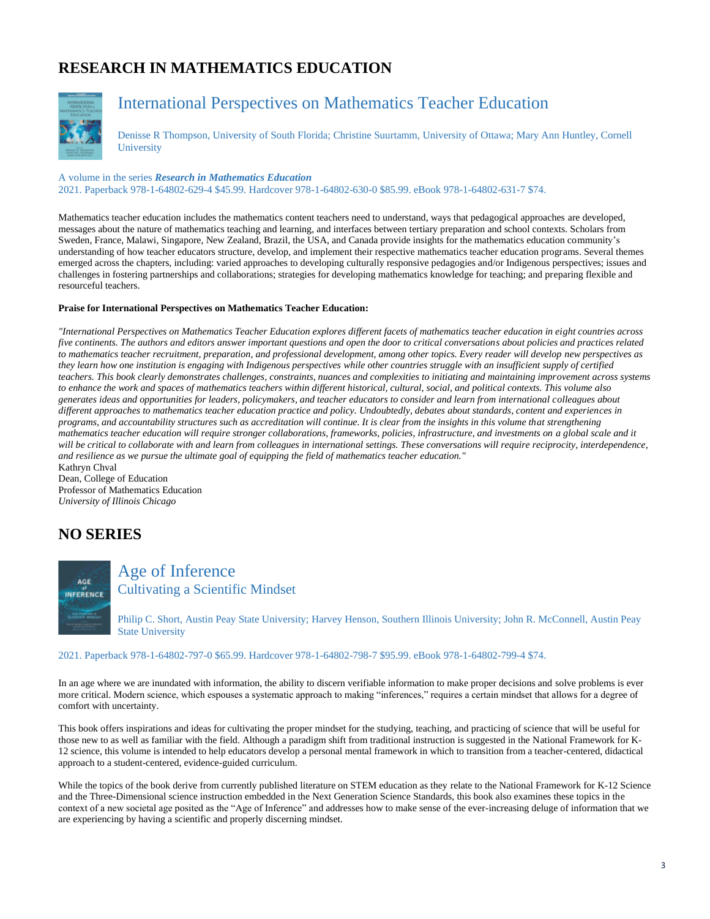# RESEARCH IN MATHEMATICS EDUCATION

## International Perspectives on Mathematics Teacher Education

Denisse R Thompson, University of South Florida; Christine Suurtamm, University of Ottawa; Mary Ann Huntley, Cornell University

A volume in the series ***Research in Mathematics Education***
2021. Paperback 978-1-64802-629-4 $45.99. Hardcover 978-1-64802-630-0 $85.99. eBook 978-1-64802-631-7 $74.

Mathematics teacher education includes the mathematics content teachers need to understand, ways that pedagogical approaches are developed, messages about the nature of mathematics teaching and learning, and interfaces between tertiary preparation and school contexts. Scholars from Sweden, France, Malawi, Singapore, New Zealand, Brazil, the USA, and Canada provide insights for the mathematics education community's understanding of how teacher educators structure, develop, and implement their respective mathematics teacher education programs. Several themes emerged across the chapters, including: varied approaches to developing culturally responsive pedagogies and/or Indigenous perspectives; issues and challenges in fostering partnerships and collaborations; strategies for developing mathematics knowledge for teaching; and preparing flexible and resourceful teachers.

**Praise for International Perspectives on Mathematics Teacher Education:**

*"International Perspectives on Mathematics Teacher Education explores different facets of mathematics teacher education in eight countries across five continents. The authors and editors answer important questions and open the door to critical conversations about policies and practices related to mathematics teacher recruitment, preparation, and professional development, among other topics. Every reader will develop new perspectives as they learn how one institution is engaging with Indigenous perspectives while other countries struggle with an insufficient supply of certified teachers. This book clearly demonstrates challenges, constraints, nuances and complexities to initiating and maintaining improvement across systems to enhance the work and spaces of mathematics teachers within different historical, cultural, social, and political contexts. This volume also generates ideas and opportunities for leaders, policymakers, and teacher educators to consider and learn from international colleagues about different approaches to mathematics teacher education practice and policy. Undoubtedly, debates about standards, content and experiences in programs, and accountability structures such as accreditation will continue. It is clear from the insights in this volume that strengthening mathematics teacher education will require stronger collaborations, frameworks, policies, infrastructure, and investments on a global scale and it will be critical to collaborate with and learn from colleagues in international settings. These conversations will require reciprocity, interdependence, and resilience as we pursue the ultimate goal of equipping the field of mathematics teacher education."*
Kathryn Chval
Dean, College of Education
Professor of Mathematics Education
*University of Illinois Chicago*

# NO SERIES

## Age of Inference
### Cultivating a Scientific Mindset

Philip C. Short, Austin Peay State University; Harvey Henson, Southern Illinois University; John R. McConnell, Austin Peay State University

2021. Paperback 978-1-64802-797-0 $65.99. Hardcover 978-1-64802-798-7 $95.99. eBook 978-1-64802-799-4 $74.

In an age where we are inundated with information, the ability to discern verifiable information to make proper decisions and solve problems is ever more critical. Modern science, which espouses a systematic approach to making "inferences," requires a certain mindset that allows for a degree of comfort with uncertainty.

This book offers inspirations and ideas for cultivating the proper mindset for the studying, teaching, and practicing of science that will be useful for those new to as well as familiar with the field. Although a paradigm shift from traditional instruction is suggested in the National Framework for K-12 science, this volume is intended to help educators develop a personal mental framework in which to transition from a teacher-centered, didactical approach to a student-centered, evidence-guided curriculum.

While the topics of the book derive from currently published literature on STEM education as they relate to the National Framework for K-12 Science and the Three-Dimensional science instruction embedded in the Next Generation Science Standards, this book also examines these topics in the context of a new societal age posited as the "Age of Inference" and addresses how to make sense of the ever-increasing deluge of information that we are experiencing by having a scientific and properly discerning mindset.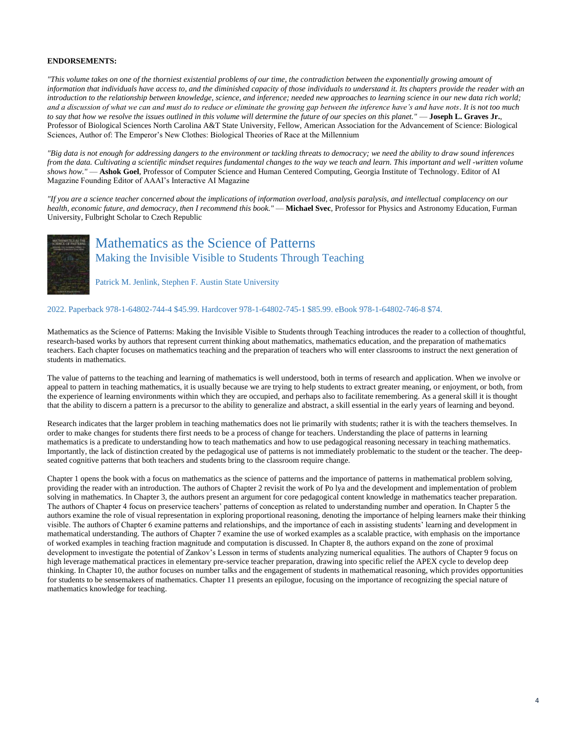**ENDORSEMENTS:**

*"This volume takes on one of the thorniest existential problems of our time, the contradiction between the exponentially growing amount of information that individuals have access to, and the diminished capacity of those individuals to understand it. Its chapters provide the reader with an introduction to the relationship between knowledge, science, and inference; needed new approaches to learning science in our new data rich world; and a discussion of what we can and must do to reduce or eliminate the growing gap between the inference have's and have nots. It is not too much to say that how we resolve the issues outlined in this volume will determine the future of our species on this planet."* — **Joseph L. Graves Jr.**, Professor of Biological Sciences North Carolina A&T State University, Fellow, American Association for the Advancement of Science: Biological Sciences, Author of: The Emperor's New Clothes: Biological Theories of Race at the Millennium

*"Big data is not enough for addressing dangers to the environment or tackling threats to democracy; we need the ability to draw sound inferences from the data. Cultivating a scientific mindset requires fundamental changes to the way we teach and learn. This important and well -written volume shows how."* — **Ashok Goel**, Professor of Computer Science and Human Centered Computing, Georgia Institute of Technology. Editor of AI Magazine Founding Editor of AAAI's Interactive AI Magazine

*"If you are a science teacher concerned about the implications of information overload, analysis paralysis, and intellectual complacency on our health, economic future, and democracy, then I recommend this book."* — **Michael Svec**, Professor for Physics and Astronomy Education, Furman University, Fulbright Scholar to Czech Republic

## Mathematics as the Science of Patterns

### Making the Invisible Visible to Students Through Teaching

Patrick M. Jenlink, Stephen F. Austin State University

2022. Paperback 978-1-64802-744-4 $45.99. Hardcover 978-1-64802-745-1 $85.99. eBook 978-1-64802-746-8 $74.

Mathematics as the Science of Patterns: Making the Invisible Visible to Students through Teaching introduces the reader to a collection of thoughtful, research-based works by authors that represent current thinking about mathematics, mathematics education, and the preparation of mathematics teachers. Each chapter focuses on mathematics teaching and the preparation of teachers who will enter classrooms to instruct the next generation of students in mathematics.

The value of patterns to the teaching and learning of mathematics is well understood, both in terms of research and application. When we involve or appeal to pattern in teaching mathematics, it is usually because we are trying to help students to extract greater meaning, or enjoyment, or both, from the experience of learning environments within which they are occupied, and perhaps also to facilitate remembering. As a general skill it is thought that the ability to discern a pattern is a precursor to the ability to generalize and abstract, a skill essential in the early years of learning and beyond.

Research indicates that the larger problem in teaching mathematics does not lie primarily with students; rather it is with the teachers themselves. In order to make changes for students there first needs to be a process of change for teachers. Understanding the place of patterns in learning mathematics is a predicate to understanding how to teach mathematics and how to use pedagogical reasoning necessary in teaching mathematics. Importantly, the lack of distinction created by the pedagogical use of patterns is not immediately problematic to the student or the teacher. The deep-seated cognitive patterns that both teachers and students bring to the classroom require change.

Chapter 1 opens the book with a focus on mathematics as the science of patterns and the importance of patterns in mathematical problem solving, providing the reader with an introduction. The authors of Chapter 2 revisit the work of Po lya and the development and implementation of problem solving in mathematics. In Chapter 3, the authors present an argument for core pedagogical content knowledge in mathematics teacher preparation. The authors of Chapter 4 focus on preservice teachers' patterns of conception as related to understanding number and operation. In Chapter 5 the authors examine the role of visual representation in exploring proportional reasoning, denoting the importance of helping learners make their thinking visible. The authors of Chapter 6 examine patterns and relationships, and the importance of each in assisting students' learning and development in mathematical understanding. The authors of Chapter 7 examine the use of worked examples as a scalable practice, with emphasis on the importance of worked examples in teaching fraction magnitude and computation is discussed. In Chapter 8, the authors expand on the zone of proximal development to investigate the potential of Zankov's Lesson in terms of students analyzing numerical equalities. The authors of Chapter 9 focus on high leverage mathematical practices in elementary pre-service teacher preparation, drawing into specific relief the APEX cycle to develop deep thinking. In Chapter 10, the author focuses on number talks and the engagement of students in mathematical reasoning, which provides opportunities for students to be sensemakers of mathematics. Chapter 11 presents an epilogue, focusing on the importance of recognizing the special nature of mathematics knowledge for teaching.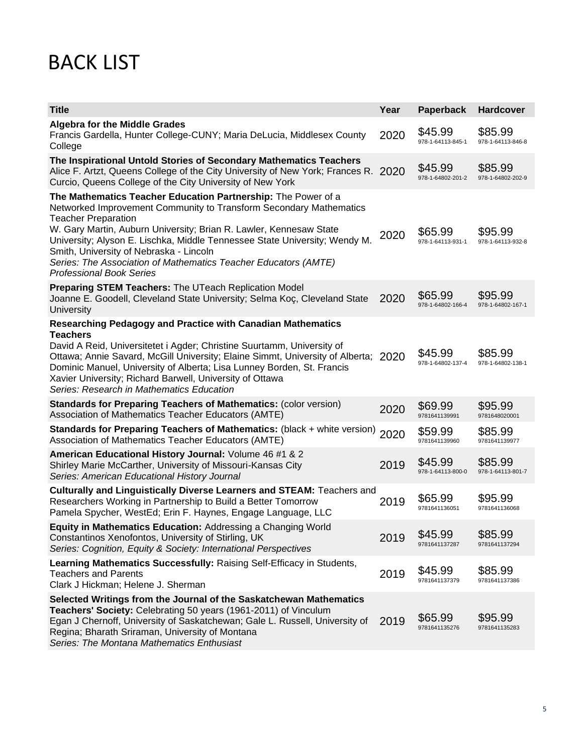# BACK LIST

| Title | Year | Paperback | Hardcover |
|---|---|---|---|
| **Algebra for the Middle Grades**<br>Francis Gardella, Hunter College-CUNY; Maria DeLucia, Middlesex County College | 2020 | $45.99<br>978-1-64113-845-1 | $85.99<br>978-1-64113-846-8 |
| **The Inspirational Untold Stories of Secondary Mathematics Teachers**<br>Alice F. Artzt, Queens College of the City University of New York; Frances R. Curcio, Queens College of the City University of New York | 2020 | $45.99<br>978-1-64802-201-2 | $85.99<br>978-1-64802-202-9 |
| **The Mathematics Teacher Education Partnership:** The Power of a Networked Improvement Community to Transform Secondary Mathematics Teacher Preparation<br>W. Gary Martin, Auburn University; Brian R. Lawler, Kennesaw State University; Alyson E. Lischka, Middle Tennessee State University; Wendy M. Smith, University of Nebraska - Lincoln<br>*Series: The Association of Mathematics Teacher Educators (AMTE) Professional Book Series* | 2020 | $65.99<br>978-1-64113-931-1 | $95.99<br>978-1-64113-932-8 |
| **Preparing STEM Teachers:** The UTeach Replication Model<br>Joanne E. Goodell, Cleveland State University; Selma Koç, Cleveland State University | 2020 | $65.99<br>978-1-64802-166-4 | $95.99<br>978-1-64802-167-1 |
| **Researching Pedagogy and Practice with Canadian Mathematics Teachers**<br>David A Reid, Universitetet i Agder; Christine Suurtamm, University of Ottawa; Annie Savard, McGill University; Elaine Simmt, University of Alberta; Dominic Manuel, University of Alberta; Lisa Lunney Borden, St. Francis Xavier University; Richard Barwell, University of Ottawa<br>*Series: Research in Mathematics Education* | 2020 | $45.99<br>978-1-64802-137-4 | $85.99<br>978-1-64802-138-1 |
| **Standards for Preparing Teachers of Mathematics:** (color version)<br>Association of Mathematics Teacher Educators (AMTE) | 2020 | $69.99<br>9781641139991 | $95.99<br>9781648020001 |
| **Standards for Preparing Teachers of Mathematics:** (black + white version)<br>Association of Mathematics Teacher Educators (AMTE) | 2020 | $59.99<br>9781641139960 | $85.99<br>9781641139977 |
| **American Educational History Journal:** Volume 46 #1 & 2<br>Shirley Marie McCarther, University of Missouri-Kansas City<br>*Series: American Educational History Journal* | 2019 | $45.99<br>978-1-64113-800-0 | $85.99<br>978-1-64113-801-7 |
| **Culturally and Linguistically Diverse Learners and STEAM:** Teachers and Researchers Working in Partnership to Build a Better Tomorrow<br>Pamela Spycher, WestEd; Erin F. Haynes, Engage Language, LLC | 2019 | $65.99<br>9781641136051 | $95.99<br>9781641136068 |
| **Equity in Mathematics Education:** Addressing a Changing World<br>Constantinos Xenofontos, University of Stirling, UK<br>*Series: Cognition, Equity & Society: International Perspectives* | 2019 | $45.99<br>9781641137287 | $85.99<br>9781641137294 |
| **Learning Mathematics Successfully:** Raising Self-Efficacy in Students, Teachers and Parents<br>Clark J Hickman; Helene J. Sherman | 2019 | $45.99<br>9781641137379 | $85.99<br>9781641137386 |
| **Selected Writings from the Journal of the Saskatchewan Mathematics Teachers' Society:** Celebrating 50 years (1961-2011) of Vinculum<br>Egan J Chernoff, University of Saskatchewan; Gale L. Russell, University of Regina; Bharath Sriraman, University of Montana<br>*Series: The Montana Mathematics Enthusiast* | 2019 | $65.99<br>9781641135276 | $95.99<br>9781641135283 |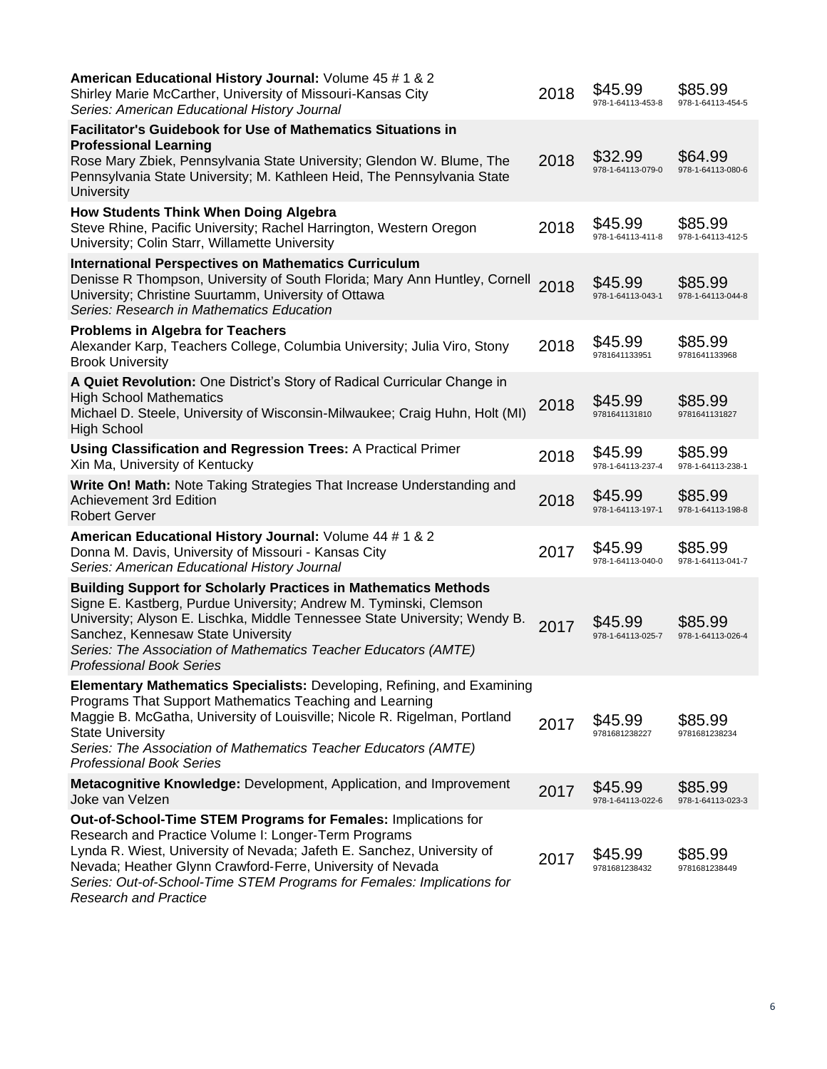| Title | Year | Paperback | Hardcover |
|---|---|---|---|
| **American Educational History Journal:** Volume 45 # 1 & 2<br>Shirley Marie McCarther, University of Missouri-Kansas City<br>*Series: American Educational History Journal* | 2018 | $45.99<br>978-1-64113-453-8 | $85.99<br>978-1-64113-454-5 |
| **Facilitator's Guidebook for Use of Mathematics Situations in Professional Learning**<br>Rose Mary Zbiek, Pennsylvania State University; Glendon W. Blume, The Pennsylvania State University; M. Kathleen Heid, The Pennsylvania State University | 2018 | $32.99<br>978-1-64113-079-0 | $64.99<br>978-1-64113-080-6 |
| **How Students Think When Doing Algebra**<br>Steve Rhine, Pacific University; Rachel Harrington, Western Oregon University; Colin Starr, Willamette University | 2018 | $45.99<br>978-1-64113-411-8 | $85.99<br>978-1-64113-412-5 |
| **International Perspectives on Mathematics Curriculum**<br>Denisse R Thompson, University of South Florida; Mary Ann Huntley, Cornell University; Christine Suurtamm, University of Ottawa<br>*Series: Research in Mathematics Education* | 2018 | $45.99<br>978-1-64113-043-1 | $85.99<br>978-1-64113-044-8 |
| **Problems in Algebra for Teachers**<br>Alexander Karp, Teachers College, Columbia University; Julia Viro, Stony Brook University | 2018 | $45.99<br>9781641133951 | $85.99<br>9781641133968 |
| **A Quiet Revolution:** One District's Story of Radical Curricular Change in High School Mathematics<br>Michael D. Steele, University of Wisconsin-Milwaukee; Craig Huhn, Holt (MI) High School | 2018 | $45.99<br>9781641131810 | $85.99<br>9781641131827 |
| **Using Classification and Regression Trees:** A Practical Primer<br>Xin Ma, University of Kentucky | 2018 | $45.99<br>978-1-64113-237-4 | $85.99<br>978-1-64113-238-1 |
| **Write On! Math:** Note Taking Strategies That Increase Understanding and Achievement 3rd Edition<br>Robert Gerver | 2018 | $45.99<br>978-1-64113-197-1 | $85.99<br>978-1-64113-198-8 |
| **American Educational History Journal:** Volume 44 # 1 & 2<br>Donna M. Davis, University of Missouri - Kansas City<br>*Series: American Educational History Journal* | 2017 | $45.99<br>978-1-64113-040-0 | $85.99<br>978-1-64113-041-7 |
| **Building Support for Scholarly Practices in Mathematics Methods**<br>Signe E. Kastberg, Purdue University; Andrew M. Tyminski, Clemson University; Alyson E. Lischka, Middle Tennessee State University; Wendy B. Sanchez, Kennesaw State University<br>*Series: The Association of Mathematics Teacher Educators (AMTE) Professional Book Series* | 2017 | $45.99<br>978-1-64113-025-7 | $85.99<br>978-1-64113-026-4 |
| **Elementary Mathematics Specialists:** Developing, Refining, and Examining Programs That Support Mathematics Teaching and Learning<br>Maggie B. McGatha, University of Louisville; Nicole R. Rigelman, Portland State University<br>*Series: The Association of Mathematics Teacher Educators (AMTE) Professional Book Series* | 2017 | $45.99<br>9781681238227 | $85.99<br>9781681238234 |
| **Metacognitive Knowledge:** Development, Application, and Improvement<br>Joke van Velzen | 2017 | $45.99<br>978-1-64113-022-6 | $85.99<br>978-1-64113-023-3 |
| **Out-of-School-Time STEM Programs for Females:** Implications for Research and Practice Volume I: Longer-Term Programs<br>Lynda R. Wiest, University of Nevada; Jafeth E. Sanchez, University of Nevada; Heather Glynn Crawford-Ferre, University of Nevada<br>*Series: Out-of-School-Time STEM Programs for Females: Implications for Research and Practice* | 2017 | $45.99<br>9781681238432 | $85.99<br>9781681238449 |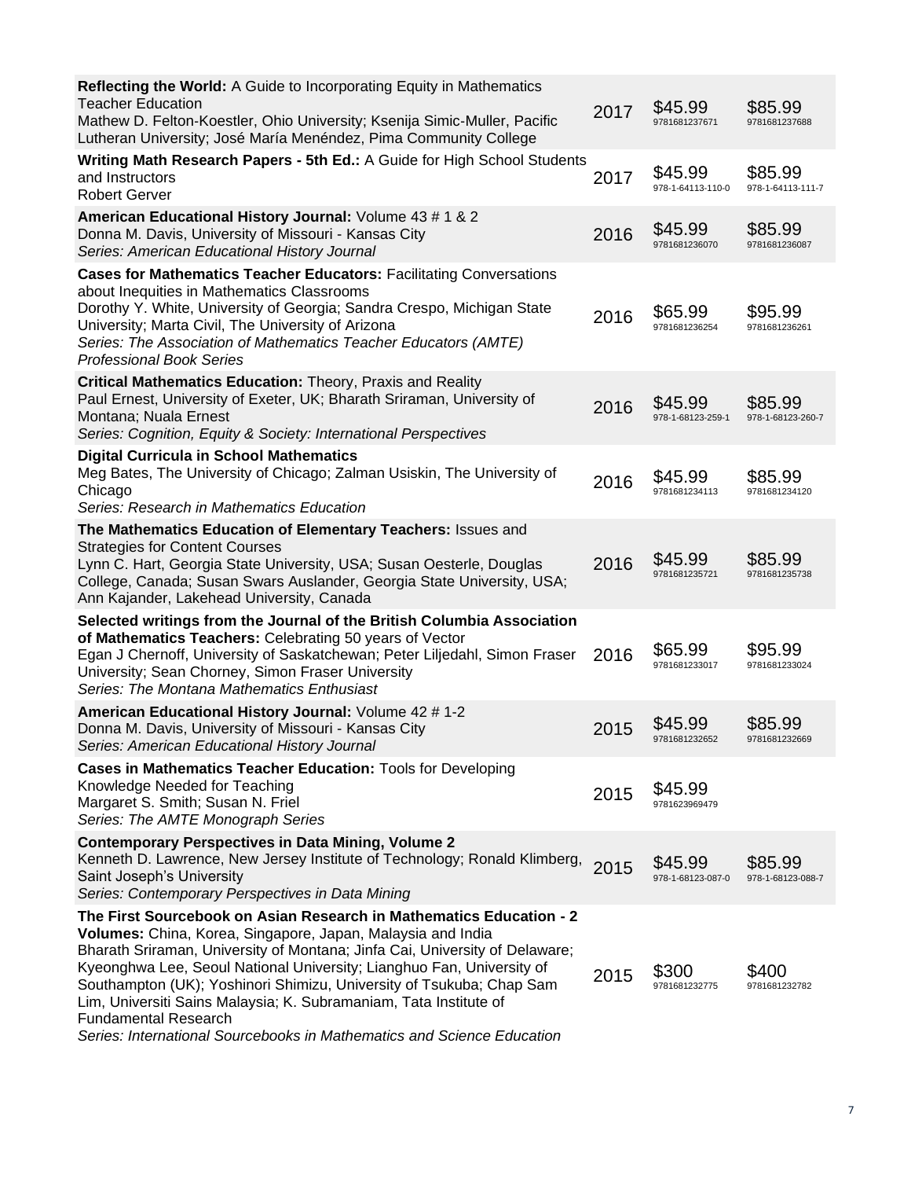| Title | Year | Paperback | Hardcover |
|---|---|---|---|
| **Reflecting the World:** A Guide to Incorporating Equity in Mathematics Teacher Education<br>Mathew D. Felton-Koestler, Ohio University; Ksenija Simic-Muller, Pacific Lutheran University; José María Menéndez, Pima Community College | 2017 | $45.99<br>9781681237671 | $85.99<br>9781681237688 |
| **Writing Math Research Papers - 5th Ed.:** A Guide for High School Students and Instructors<br>Robert Gerver | 2017 | $45.99<br>978-1-64113-110-0 | $85.99<br>978-1-64113-111-7 |
| **American Educational History Journal:** Volume 43 # 1 & 2<br>Donna M. Davis, University of Missouri - Kansas City<br>*Series: American Educational History Journal* | 2016 | $45.99<br>9781681236070 | $85.99<br>9781681236087 |
| **Cases for Mathematics Teacher Educators:** Facilitating Conversations about Inequities in Mathematics Classrooms<br>Dorothy Y. White, University of Georgia; Sandra Crespo, Michigan State University; Marta Civil, The University of Arizona<br>*Series: The Association of Mathematics Teacher Educators (AMTE) Professional Book Series* | 2016 | $65.99<br>9781681236254 | $95.99<br>9781681236261 |
| **Critical Mathematics Education:** Theory, Praxis and Reality<br>Paul Ernest, University of Exeter, UK; Bharath Sriraman, University of Montana; Nuala Ernest<br>*Series: Cognition, Equity & Society: International Perspectives* | 2016 | $45.99<br>978-1-68123-259-1 | $85.99<br>978-1-68123-260-7 |
| **Digital Curricula in School Mathematics**<br>Meg Bates, The University of Chicago; Zalman Usiskin, The University of Chicago<br>*Series: Research in Mathematics Education* | 2016 | $45.99<br>9781681234113 | $85.99<br>9781681234120 |
| **The Mathematics Education of Elementary Teachers:** Issues and Strategies for Content Courses<br>Lynn C. Hart, Georgia State University, USA; Susan Oesterle, Douglas College, Canada; Susan Swars Auslander, Georgia State University, USA; Ann Kajander, Lakehead University, Canada | 2016 | $45.99<br>9781681235721 | $85.99<br>9781681235738 |
| **Selected writings from the Journal of the British Columbia Association of Mathematics Teachers:** Celebrating 50 years of Vector<br>Egan J Chernoff, University of Saskatchewan; Peter Liljedahl, Simon Fraser University; Sean Chorney, Simon Fraser University<br>*Series: The Montana Mathematics Enthusiast* | 2016 | $65.99<br>9781681233017 | $95.99<br>9781681233024 |
| **American Educational History Journal:** Volume 42 # 1-2<br>Donna M. Davis, University of Missouri - Kansas City<br>*Series: American Educational History Journal* | 2015 | $45.99<br>9781681232652 | $85.99<br>9781681232669 |
| **Cases in Mathematics Teacher Education:** Tools for Developing Knowledge Needed for Teaching<br>Margaret S. Smith; Susan N. Friel<br>*Series: The AMTE Monograph Series* | 2015 | $45.99<br>9781623969479 | |
| **Contemporary Perspectives in Data Mining, Volume 2**<br>Kenneth D. Lawrence, New Jersey Institute of Technology; Ronald Klimberg, Saint Joseph's University<br>*Series: Contemporary Perspectives in Data Mining* | 2015 | $45.99<br>978-1-68123-087-0 | $85.99<br>978-1-68123-088-7 |
| **The First Sourcebook on Asian Research in Mathematics Education - 2 Volumes:** China, Korea, Singapore, Japan, Malaysia and India<br>Bharath Sriraman, University of Montana; Jinfa Cai, University of Delaware; Kyeonghwa Lee, Seoul National University; Lianghuo Fan, University of Southampton (UK); Yoshinori Shimizu, University of Tsukuba; Chap Sam Lim, Universiti Sains Malaysia; K. Subramaniam, Tata Institute of Fundamental Research<br>*Series: International Sourcebooks in Mathematics and Science Education* | 2015 | $300<br>9781681232775 | $400<br>9781681232782 |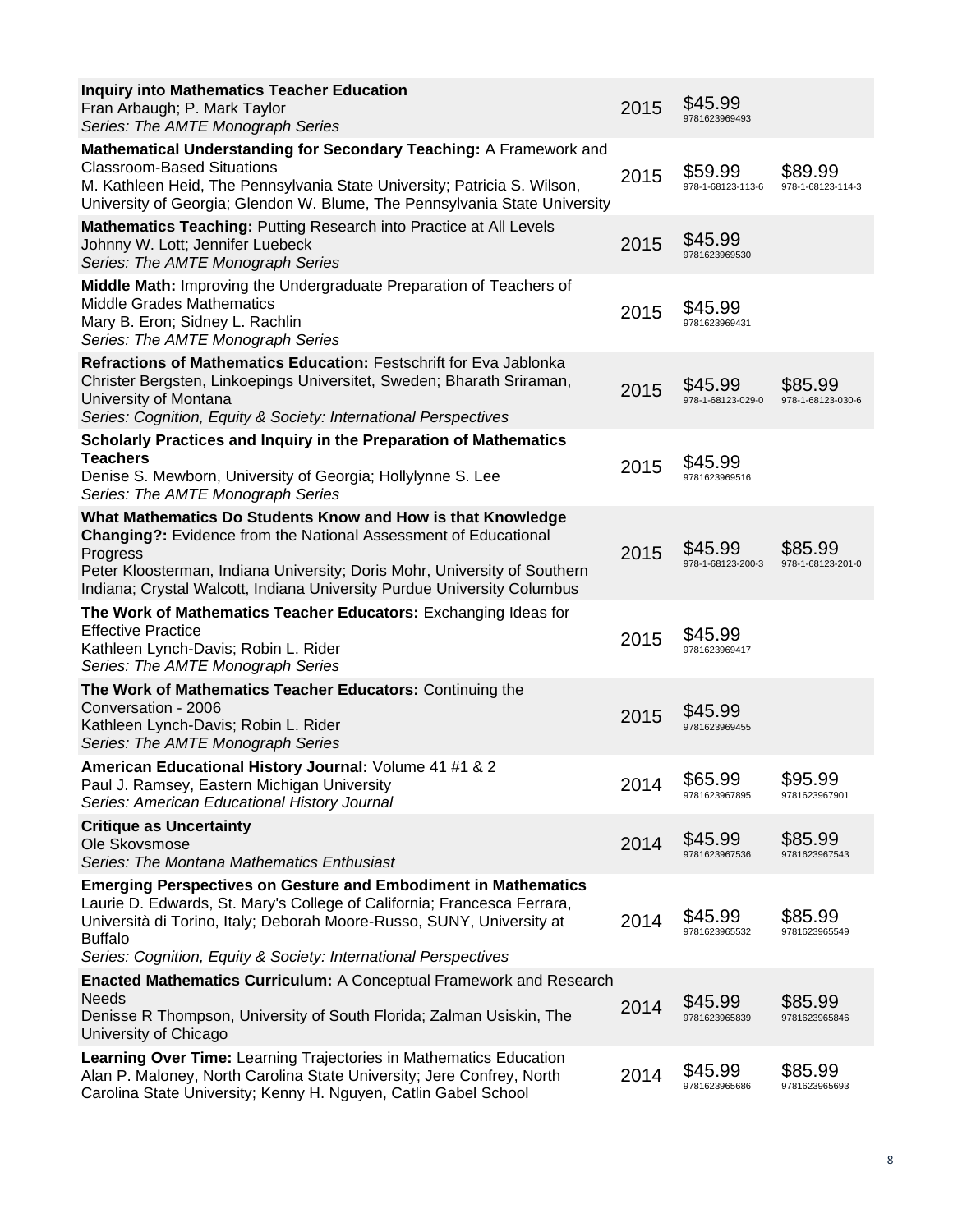| Title | Year | Paperback | Hardcover |
|---|---|---|---|
| **Inquiry into Mathematics Teacher Education**<br>Fran Arbaugh; P. Mark Taylor<br>*Series: The AMTE Monograph Series* | 2015 | $45.99<br>9781623969493 | |
| **Mathematical Understanding for Secondary Teaching:** A Framework and Classroom-Based Situations<br>M. Kathleen Heid, The Pennsylvania State University; Patricia S. Wilson, University of Georgia; Glendon W. Blume, The Pennsylvania State University | 2015 | $59.99<br>978-1-68123-113-6 | $89.99<br>978-1-68123-114-3 |
| **Mathematics Teaching:** Putting Research into Practice at All Levels<br>Johnny W. Lott; Jennifer Luebeck<br>*Series: The AMTE Monograph Series* | 2015 | $45.99<br>9781623969530 | |
| **Middle Math:** Improving the Undergraduate Preparation of Teachers of Middle Grades Mathematics<br>Mary B. Eron; Sidney L. Rachlin<br>*Series: The AMTE Monograph Series* | 2015 | $45.99<br>9781623969431 | |
| **Refractions of Mathematics Education:** Festschrift for Eva Jablonka<br>Christer Bergsten, Linkoepings Universitet, Sweden; Bharath Sriraman, University of Montana<br>*Series: Cognition, Equity & Society: International Perspectives* | 2015 | $45.99<br>978-1-68123-029-0 | $85.99<br>978-1-68123-030-6 |
| **Scholarly Practices and Inquiry in the Preparation of Mathematics Teachers**<br>Denise S. Mewborn, University of Georgia; Hollylynne S. Lee<br>*Series: The AMTE Monograph Series* | 2015 | $45.99<br>9781623969516 | |
| **What Mathematics Do Students Know and How is that Knowledge Changing?:** Evidence from the National Assessment of Educational Progress<br>Peter Kloosterman, Indiana University; Doris Mohr, University of Southern Indiana; Crystal Walcott, Indiana University Purdue University Columbus | 2015 | $45.99<br>978-1-68123-200-3 | $85.99<br>978-1-68123-201-0 |
| **The Work of Mathematics Teacher Educators:** Exchanging Ideas for Effective Practice<br>Kathleen Lynch-Davis; Robin L. Rider<br>*Series: The AMTE Monograph Series* | 2015 | $45.99<br>9781623969417 | |
| **The Work of Mathematics Teacher Educators:** Continuing the Conversation - 2006<br>Kathleen Lynch-Davis; Robin L. Rider<br>*Series: The AMTE Monograph Series* | 2015 | $45.99<br>9781623969455 | |
| **American Educational History Journal:** Volume 41 #1 & 2<br>Paul J. Ramsey, Eastern Michigan University<br>*Series: American Educational History Journal* | 2014 | $65.99<br>9781623967895 | $95.99<br>9781623967901 |
| **Critique as Uncertainty**<br>Ole Skovsmose<br>*Series: The Montana Mathematics Enthusiast* | 2014 | $45.99<br>9781623967536 | $85.99<br>9781623967543 |
| **Emerging Perspectives on Gesture and Embodiment in Mathematics**<br>Laurie D. Edwards, St. Mary's College of California; Francesca Ferrara, Università di Torino, Italy; Deborah Moore-Russo, SUNY, University at Buffalo<br>*Series: Cognition, Equity & Society: International Perspectives* | 2014 | $45.99<br>9781623965532 | $85.99<br>9781623965549 |
| **Enacted Mathematics Curriculum:** A Conceptual Framework and Research Needs<br>Denisse R Thompson, University of South Florida; Zalman Usiskin, The University of Chicago | 2014 | $45.99<br>9781623965839 | $85.99<br>9781623965846 |
| **Learning Over Time:** Learning Trajectories in Mathematics Education<br>Alan P. Maloney, North Carolina State University; Jere Confrey, North Carolina State University; Kenny H. Nguyen, Catlin Gabel School | 2014 | $45.99<br>9781623965686 | $85.99<br>9781623965693 |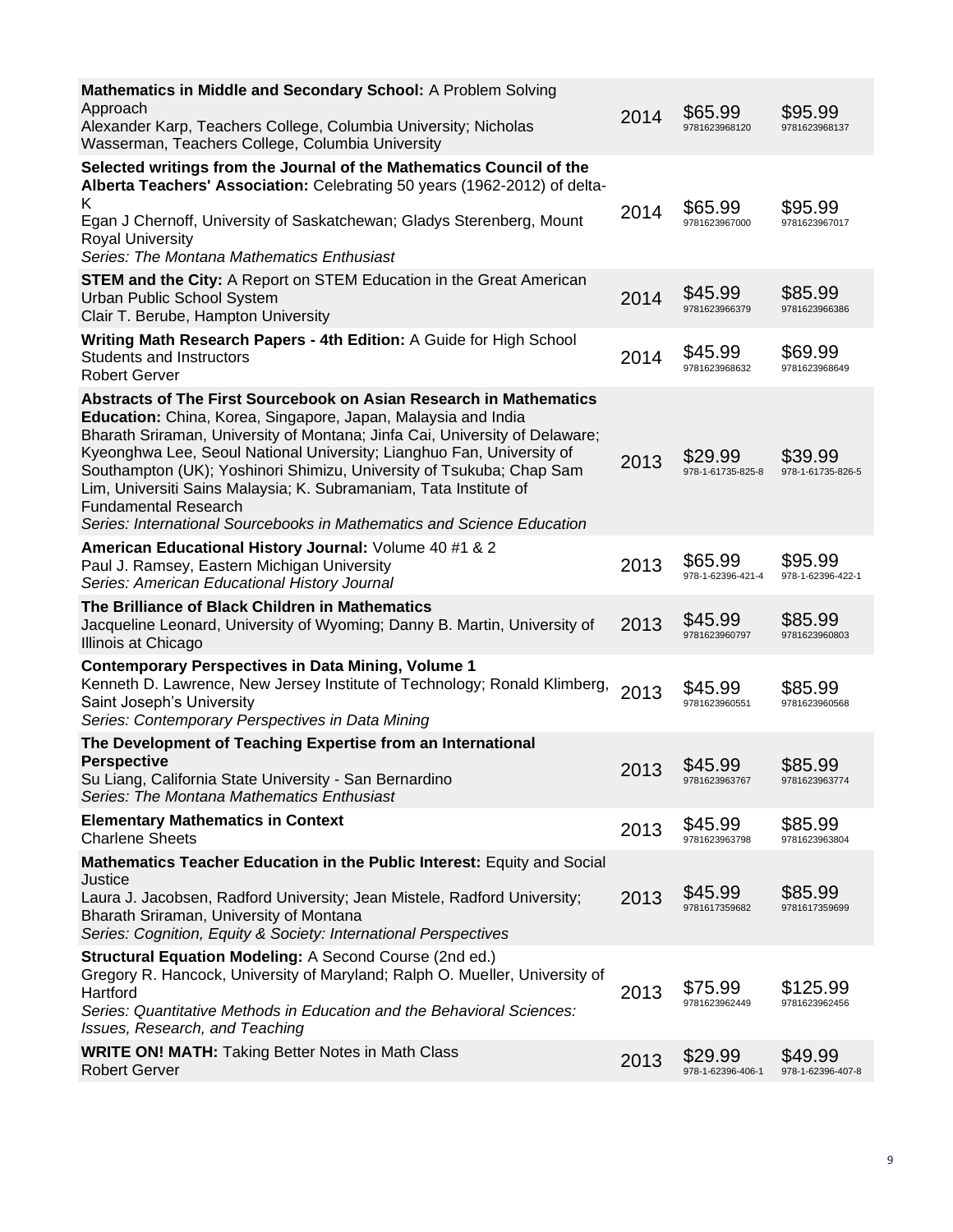| Title | Year | Paperback | Hardcover |
|---|---|---|---|
| **Mathematics in Middle and Secondary School:** A Problem Solving Approach<br>Alexander Karp, Teachers College, Columbia University; Nicholas Wasserman, Teachers College, Columbia University | 2014 | $65.99<br>9781623968120 | $95.99<br>9781623968137 |
| **Selected writings from the Journal of the Mathematics Council of the Alberta Teachers' Association:** Celebrating 50 years (1962-2012) of delta-K<br>Egan J Chernoff, University of Saskatchewan; Gladys Sterenberg, Mount Royal University<br>*Series: The Montana Mathematics Enthusiast* | 2014 | $65.99<br>9781623967000 | $95.99<br>9781623967017 |
| **STEM and the City:** A Report on STEM Education in the Great American Urban Public School System<br>Clair T. Berube, Hampton University | 2014 | $45.99<br>9781623966379 | $85.99<br>9781623966386 |
| **Writing Math Research Papers - 4th Edition:** A Guide for High School Students and Instructors<br>Robert Gerver | 2014 | $45.99<br>9781623968632 | $69.99<br>9781623968649 |
| **Abstracts of The First Sourcebook on Asian Research in Mathematics Education:** China, Korea, Singapore, Japan, Malaysia and India<br>Bharath Sriraman, University of Montana; Jinfa Cai, University of Delaware; Kyeonghwa Lee, Seoul National University; Lianghuo Fan, University of Southampton (UK); Yoshinori Shimizu, University of Tsukuba; Chap Sam Lim, Universiti Sains Malaysia; K. Subramaniam, Tata Institute of Fundamental Research<br>*Series: International Sourcebooks in Mathematics and Science Education* | 2013 | $29.99<br>978-1-61735-825-8 | $39.99<br>978-1-61735-826-5 |
| **American Educational History Journal:** Volume 40 #1 & 2<br>Paul J. Ramsey, Eastern Michigan University<br>*Series: American Educational History Journal* | 2013 | $65.99<br>978-1-62396-421-4 | $95.99<br>978-1-62396-422-1 |
| **The Brilliance of Black Children in Mathematics**<br>Jacqueline Leonard, University of Wyoming; Danny B. Martin, University of Illinois at Chicago | 2013 | $45.99<br>9781623960797 | $85.99<br>9781623960803 |
| **Contemporary Perspectives in Data Mining, Volume 1**<br>Kenneth D. Lawrence, New Jersey Institute of Technology; Ronald Klimberg, Saint Joseph's University<br>*Series: Contemporary Perspectives in Data Mining* | 2013 | $45.99<br>9781623960551 | $85.99<br>9781623960568 |
| **The Development of Teaching Expertise from an International Perspective**<br>Su Liang, California State University - San Bernardino<br>*Series: The Montana Mathematics Enthusiast* | 2013 | $45.99<br>9781623963767 | $85.99<br>9781623963774 |
| **Elementary Mathematics in Context**<br>Charlene Sheets | 2013 | $45.99<br>9781623963798 | $85.99<br>9781623963804 |
| **Mathematics Teacher Education in the Public Interest:** Equity and Social Justice<br>Laura J. Jacobsen, Radford University; Jean Mistele, Radford University; Bharath Sriraman, University of Montana<br>*Series: Cognition, Equity & Society: International Perspectives* | 2013 | $45.99<br>9781617359682 | $85.99<br>9781617359699 |
| **Structural Equation Modeling:** A Second Course (2nd ed.)<br>Gregory R. Hancock, University of Maryland; Ralph O. Mueller, University of Hartford<br>*Series: Quantitative Methods in Education and the Behavioral Sciences: Issues, Research, and Teaching* | 2013 | $75.99<br>9781623962449 | $125.99<br>9781623962456 |
| **WRITE ON! MATH:** Taking Better Notes in Math Class<br>Robert Gerver | 2013 | $29.99<br>978-1-62396-406-1 | $49.99<br>978-1-62396-407-8 |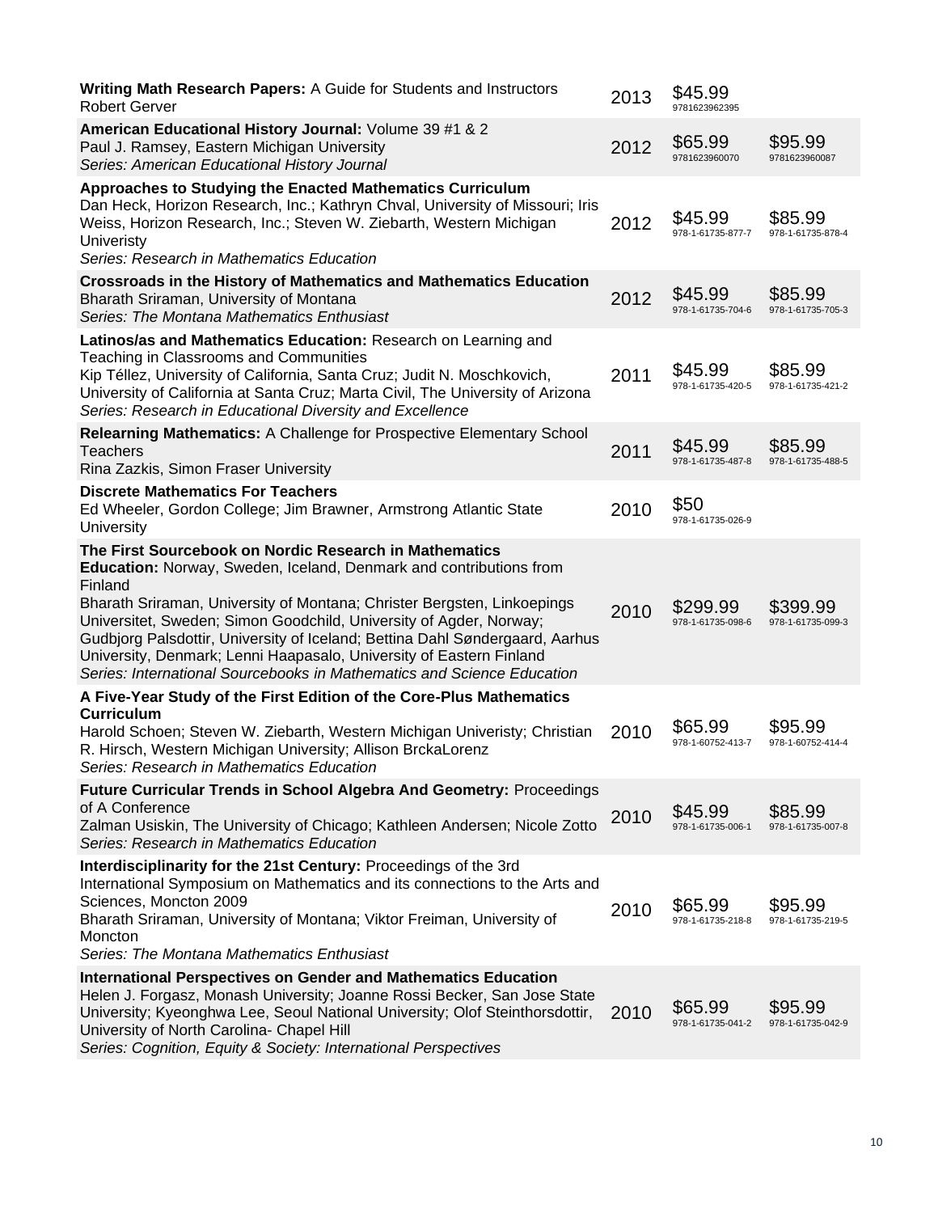| Title | Year | Paperback | Hardcover |
|---|---|---|---|
| **Writing Math Research Papers:** A Guide for Students and Instructors<br>Robert Gerver | 2013 | $45.99<br>9781623962395 | |
| **American Educational History Journal:** Volume 39 #1 & 2<br>Paul J. Ramsey, Eastern Michigan University<br>*Series: American Educational History Journal* | 2012 | $65.99<br>9781623960070 | $95.99<br>9781623960087 |
| **Approaches to Studying the Enacted Mathematics Curriculum**<br>Dan Heck, Horizon Research, Inc.; Kathryn Chval, University of Missouri; Iris Weiss, Horizon Research, Inc.; Steven W. Ziebarth, Western Michigan Univeristy<br>*Series: Research in Mathematics Education* | 2012 | $45.99<br>978-1-61735-877-7 | $85.99<br>978-1-61735-878-4 |
| **Crossroads in the History of Mathematics and Mathematics Education**<br>Bharath Sriraman, University of Montana<br>*Series: The Montana Mathematics Enthusiast* | 2012 | $45.99<br>978-1-61735-704-6 | $85.99<br>978-1-61735-705-3 |
| **Latinos/as and Mathematics Education:** Research on Learning and Teaching in Classrooms and Communities<br>Kip Téllez, University of California, Santa Cruz; Judit N. Moschkovich, University of California at Santa Cruz; Marta Civil, The University of Arizona<br>*Series: Research in Educational Diversity and Excellence* | 2011 | $45.99<br>978-1-61735-420-5 | $85.99<br>978-1-61735-421-2 |
| **Relearning Mathematics:** A Challenge for Prospective Elementary School Teachers<br>Rina Zazkis, Simon Fraser University | 2011 | $45.99<br>978-1-61735-487-8 | $85.99<br>978-1-61735-488-5 |
| **Discrete Mathematics For Teachers**<br>Ed Wheeler, Gordon College; Jim Brawner, Armstrong Atlantic State University | 2010 | $50<br>978-1-61735-026-9 | |
| **The First Sourcebook on Nordic Research in Mathematics Education:** Norway, Sweden, Iceland, Denmark and contributions from Finland<br>Bharath Sriraman, University of Montana; Christer Bergsten, Linkoepings Universitet, Sweden; Simon Goodchild, University of Agder, Norway; Gudbjorg Palsdottir, University of Iceland; Bettina Dahl Søndergaard, Aarhus University, Denmark; Lenni Haapasalo, University of Eastern Finland<br>*Series: International Sourcebooks in Mathematics and Science Education* | 2010 | $299.99<br>978-1-61735-098-6 | $399.99<br>978-1-61735-099-3 |
| **A Five-Year Study of the First Edition of the Core-Plus Mathematics Curriculum**<br>Harold Schoen; Steven W. Ziebarth, Western Michigan Univeristy; Christian R. Hirsch, Western Michigan University; Allison BrckaLorenz<br>*Series: Research in Mathematics Education* | 2010 | $65.99<br>978-1-60752-413-7 | $95.99<br>978-1-60752-414-4 |
| **Future Curricular Trends in School Algebra And Geometry:** Proceedings of A Conference<br>Zalman Usiskin, The University of Chicago; Kathleen Andersen; Nicole Zotto<br>*Series: Research in Mathematics Education* | 2010 | $45.99<br>978-1-61735-006-1 | $85.99<br>978-1-61735-007-8 |
| **Interdisciplinarity for the 21st Century:** Proceedings of the 3rd International Symposium on Mathematics and its connections to the Arts and Sciences, Moncton 2009<br>Bharath Sriraman, University of Montana; Viktor Freiman, University of Moncton<br>*Series: The Montana Mathematics Enthusiast* | 2010 | $65.99<br>978-1-61735-218-8 | $95.99<br>978-1-61735-219-5 |
| **International Perspectives on Gender and Mathematics Education**<br>Helen J. Forgasz, Monash University; Joanne Rossi Becker, San Jose State University; Kyeonghwa Lee, Seoul National University; Olof Steinthorsdottir, University of North Carolina- Chapel Hill<br>*Series: Cognition, Equity & Society: International Perspectives* | 2010 | $65.99<br>978-1-61735-041-2 | $95.99<br>978-1-61735-042-9 |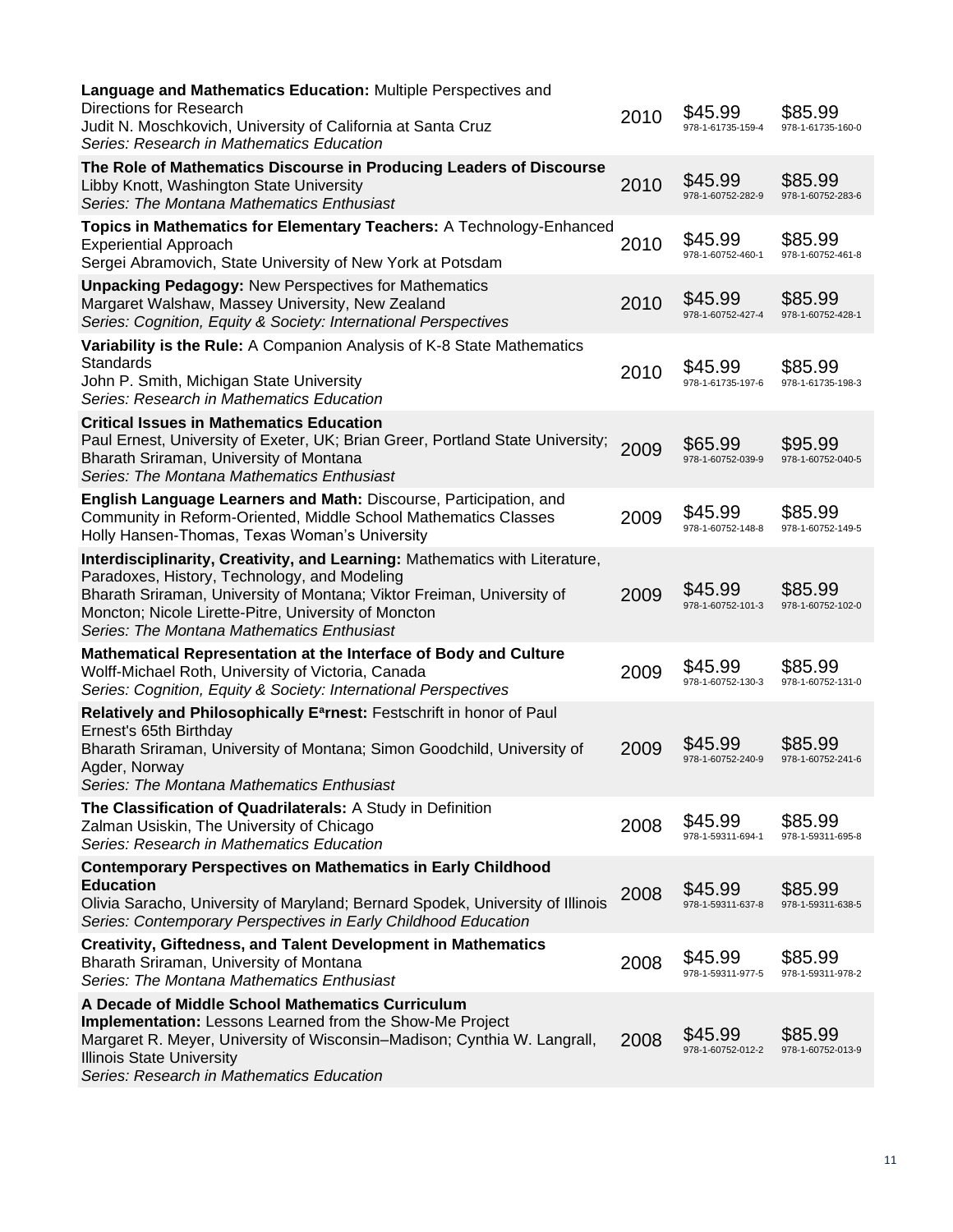| Title | Year | Paperback | Hardcover |
|---|---|---|---|
| **Language and Mathematics Education:** Multiple Perspectives and Directions for Research<br>Judit N. Moschkovich, University of California at Santa Cruz<br>*Series: Research in Mathematics Education* | 2010 | $45.99<br>978-1-61735-159-4 | $85.99<br>978-1-61735-160-0 |
| **The Role of Mathematics Discourse in Producing Leaders of Discourse**<br>Libby Knott, Washington State University<br>*Series: The Montana Mathematics Enthusiast* | 2010 | $45.99<br>978-1-60752-282-9 | $85.99<br>978-1-60752-283-6 |
| **Topics in Mathematics for Elementary Teachers:** A Technology-Enhanced Experiential Approach<br>Sergei Abramovich, State University of New York at Potsdam | 2010 | $45.99<br>978-1-60752-460-1 | $85.99<br>978-1-60752-461-8 |
| **Unpacking Pedagogy:** New Perspectives for Mathematics<br>Margaret Walshaw, Massey University, New Zealand<br>*Series: Cognition, Equity & Society: International Perspectives* | 2010 | $45.99<br>978-1-60752-427-4 | $85.99<br>978-1-60752-428-1 |
| **Variability is the Rule:** A Companion Analysis of K-8 State Mathematics Standards<br>John P. Smith, Michigan State University<br>*Series: Research in Mathematics Education* | 2010 | $45.99<br>978-1-61735-197-6 | $85.99<br>978-1-61735-198-3 |
| **Critical Issues in Mathematics Education**<br>Paul Ernest, University of Exeter, UK; Brian Greer, Portland State University; Bharath Sriraman, University of Montana<br>*Series: The Montana Mathematics Enthusiast* | 2009 | $65.99<br>978-1-60752-039-9 | $95.99<br>978-1-60752-040-5 |
| **English Language Learners and Math:** Discourse, Participation, and Community in Reform-Oriented, Middle School Mathematics Classes<br>Holly Hansen-Thomas, Texas Woman's University | 2009 | $45.99<br>978-1-60752-148-8 | $85.99<br>978-1-60752-149-5 |
| **Interdisciplinarity, Creativity, and Learning:** Mathematics with Literature, Paradoxes, History, Technology, and Modeling<br>Bharath Sriraman, University of Montana; Viktor Freiman, University of Moncton; Nicole Lirette-Pitre, University of Moncton<br>*Series: The Montana Mathematics Enthusiast* | 2009 | $45.99<br>978-1-60752-101-3 | $85.99<br>978-1-60752-102-0 |
| **Mathematical Representation at the Interface of Body and Culture**<br>Wolff-Michael Roth, University of Victoria, Canada<br>*Series: Cognition, Equity & Society: International Perspectives* | 2009 | $45.99<br>978-1-60752-130-3 | $85.99<br>978-1-60752-131-0 |
| **Relatively and Philosophically Eᵃrnest:** Festschrift in honor of Paul Ernest's 65th Birthday<br>Bharath Sriraman, University of Montana; Simon Goodchild, University of Agder, Norway<br>*Series: The Montana Mathematics Enthusiast* | 2009 | $45.99<br>978-1-60752-240-9 | $85.99<br>978-1-60752-241-6 |
| **The Classification of Quadrilaterals:** A Study in Definition<br>Zalman Usiskin, The University of Chicago<br>*Series: Research in Mathematics Education* | 2008 | $45.99<br>978-1-59311-694-1 | $85.99<br>978-1-59311-695-8 |
| **Contemporary Perspectives on Mathematics in Early Childhood Education**<br>Olivia Saracho, University of Maryland; Bernard Spodek, University of Illinois<br>*Series: Contemporary Perspectives in Early Childhood Education* | 2008 | $45.99<br>978-1-59311-637-8 | $85.99<br>978-1-59311-638-5 |
| **Creativity, Giftedness, and Talent Development in Mathematics**<br>Bharath Sriraman, University of Montana<br>*Series: The Montana Mathematics Enthusiast* | 2008 | $45.99<br>978-1-59311-977-5 | $85.99<br>978-1-59311-978-2 |
| **A Decade of Middle School Mathematics Curriculum Implementation:** Lessons Learned from the Show-Me Project<br>Margaret R. Meyer, University of Wisconsin–Madison; Cynthia W. Langrall, Illinois State University<br>*Series: Research in Mathematics Education* | 2008 | $45.99<br>978-1-60752-012-2 | $85.99<br>978-1-60752-013-9 |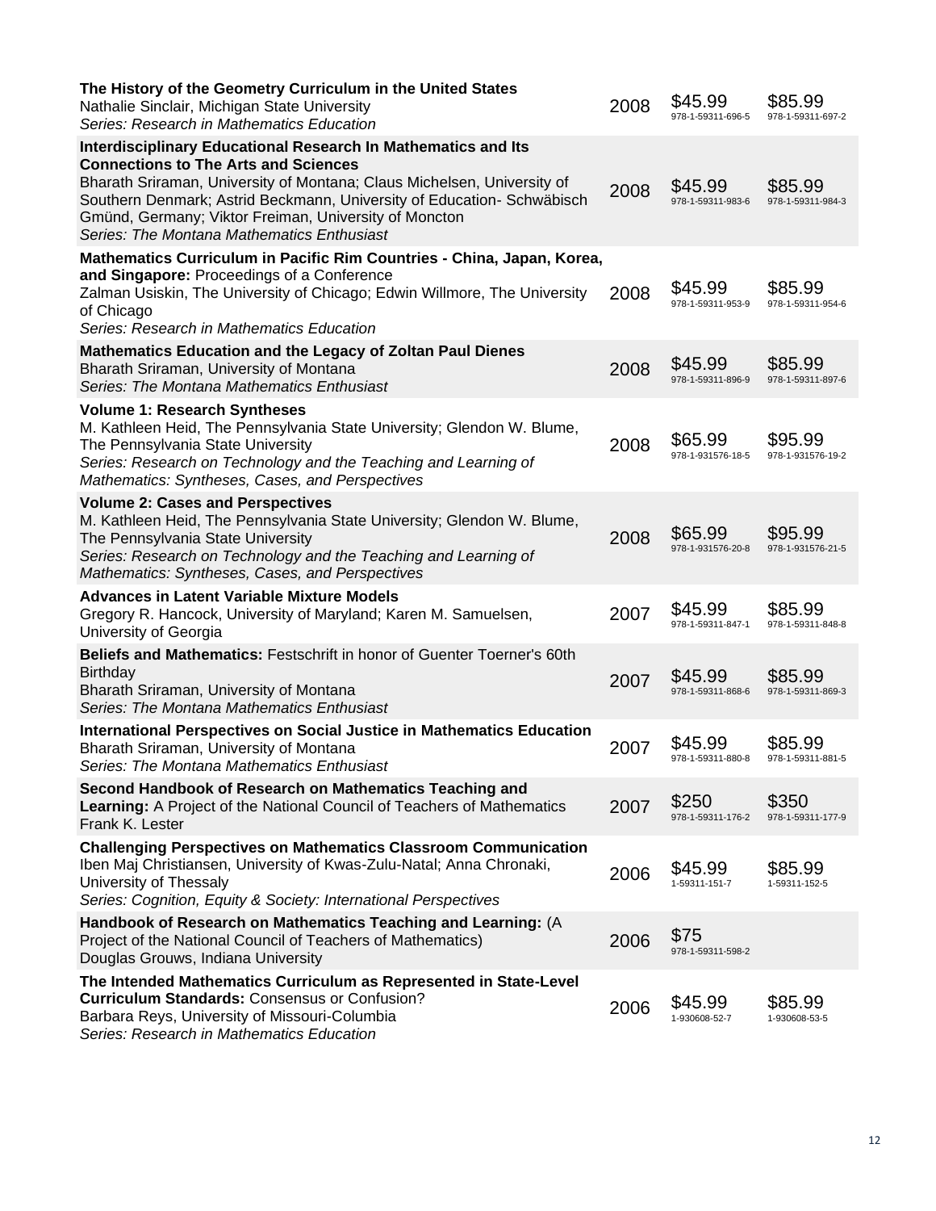| Title | Year | Paperback | Hardcover |
|---|---|---|---|
| **The History of the Geometry Curriculum in the United States**<br>Nathalie Sinclair, Michigan State University<br>*Series: Research in Mathematics Education* | 2008 | $45.99<br>978-1-59311-696-5 | $85.99<br>978-1-59311-697-2 |
| **Interdisciplinary Educational Research In Mathematics and Its Connections to The Arts and Sciences**<br>Bharath Sriraman, University of Montana; Claus Michelsen, University of Southern Denmark; Astrid Beckmann, University of Education- Schwäbisch Gmünd, Germany; Viktor Freiman, University of Moncton<br>*Series: The Montana Mathematics Enthusiast* | 2008 | $45.99<br>978-1-59311-983-6 | $85.99<br>978-1-59311-984-3 |
| **Mathematics Curriculum in Pacific Rim Countries - China, Japan, Korea, and Singapore:** Proceedings of a Conference<br>Zalman Usiskin, The University of Chicago; Edwin Willmore, The University of Chicago<br>*Series: Research in Mathematics Education* | 2008 | $45.99<br>978-1-59311-953-9 | $85.99<br>978-1-59311-954-6 |
| **Mathematics Education and the Legacy of Zoltan Paul Dienes**<br>Bharath Sriraman, University of Montana<br>*Series: The Montana Mathematics Enthusiast* | 2008 | $45.99<br>978-1-59311-896-9 | $85.99<br>978-1-59311-897-6 |
| **Volume 1: Research Syntheses**<br>M. Kathleen Heid, The Pennsylvania State University; Glendon W. Blume, The Pennsylvania State University<br>*Series: Research on Technology and the Teaching and Learning of Mathematics: Syntheses, Cases, and Perspectives* | 2008 | $65.99<br>978-1-931576-18-5 | $95.99<br>978-1-931576-19-2 |
| **Volume 2: Cases and Perspectives**<br>M. Kathleen Heid, The Pennsylvania State University; Glendon W. Blume, The Pennsylvania State University<br>*Series: Research on Technology and the Teaching and Learning of Mathematics: Syntheses, Cases, and Perspectives* | 2008 | $65.99<br>978-1-931576-20-8 | $95.99<br>978-1-931576-21-5 |
| **Advances in Latent Variable Mixture Models**<br>Gregory R. Hancock, University of Maryland; Karen M. Samuelsen, University of Georgia | 2007 | $45.99<br>978-1-59311-847-1 | $85.99<br>978-1-59311-848-8 |
| **Beliefs and Mathematics:** Festschrift in honor of Guenter Toerner's 60th Birthday<br>Bharath Sriraman, University of Montana<br>*Series: The Montana Mathematics Enthusiast* | 2007 | $45.99<br>978-1-59311-868-6 | $85.99<br>978-1-59311-869-3 |
| **International Perspectives on Social Justice in Mathematics Education**<br>Bharath Sriraman, University of Montana<br>*Series: The Montana Mathematics Enthusiast* | 2007 | $45.99<br>978-1-59311-880-8 | $85.99<br>978-1-59311-881-5 |
| **Second Handbook of Research on Mathematics Teaching and Learning:** A Project of the National Council of Teachers of Mathematics<br>Frank K. Lester | 2007 | $250<br>978-1-59311-176-2 | $350<br>978-1-59311-177-9 |
| **Challenging Perspectives on Mathematics Classroom Communication**<br>Iben Maj Christiansen, University of Kwas-Zulu-Natal; Anna Chronaki, University of Thessaly<br>*Series: Cognition, Equity & Society: International Perspectives* | 2006 | $45.99<br>1-59311-151-7 | $85.99<br>1-59311-152-5 |
| **Handbook of Research on Mathematics Teaching and Learning:** (A Project of the National Council of Teachers of Mathematics)<br>Douglas Grouws, Indiana University | 2006 | $75<br>978-1-59311-598-2 | |
| **The Intended Mathematics Curriculum as Represented in State-Level Curriculum Standards:** Consensus or Confusion?<br>Barbara Reys, University of Missouri-Columbia<br>*Series: Research in Mathematics Education* | 2006 | $45.99<br>1-930608-52-7 | $85.99<br>1-930608-53-5 |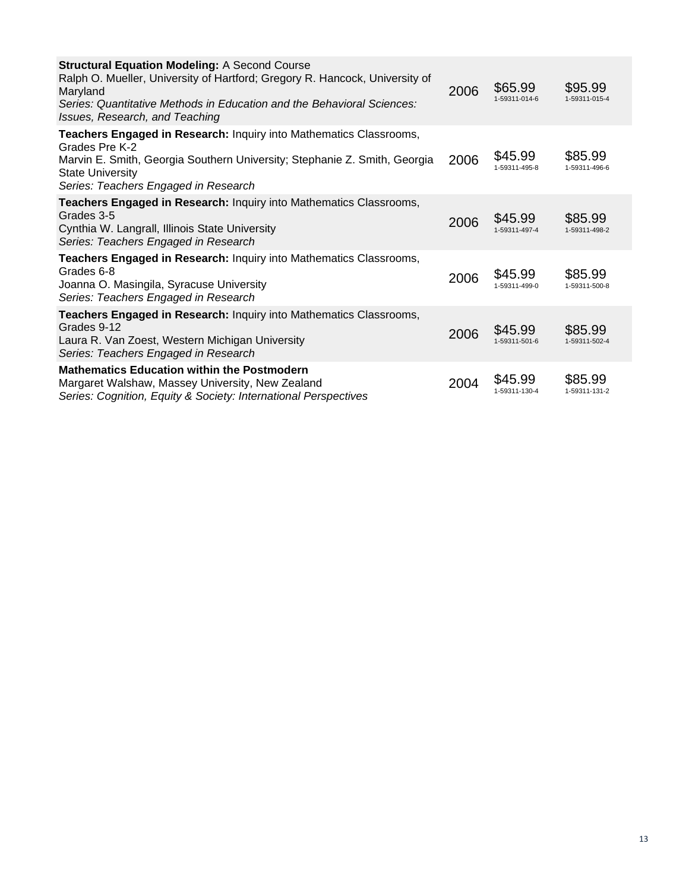| Title | Year | Paperback | Hardcover |
|---|---|---|---|
| **Structural Equation Modeling:** A Second Course<br>Ralph O. Mueller, University of Hartford; Gregory R. Hancock, University of Maryland<br>*Series: Quantitative Methods in Education and the Behavioral Sciences: Issues, Research, and Teaching* | 2006 | $65.99<br>1-59311-014-6 | $95.99<br>1-59311-015-4 |
| **Teachers Engaged in Research:** Inquiry into Mathematics Classrooms, Grades Pre K-2<br>Marvin E. Smith, Georgia Southern University; Stephanie Z. Smith, Georgia State University<br>*Series: Teachers Engaged in Research* | 2006 | $45.99<br>1-59311-495-8 | $85.99<br>1-59311-496-6 |
| **Teachers Engaged in Research:** Inquiry into Mathematics Classrooms, Grades 3-5<br>Cynthia W. Langrall, Illinois State University<br>*Series: Teachers Engaged in Research* | 2006 | $45.99<br>1-59311-497-4 | $85.99<br>1-59311-498-2 |
| **Teachers Engaged in Research:** Inquiry into Mathematics Classrooms, Grades 6-8<br>Joanna O. Masingila, Syracuse University<br>*Series: Teachers Engaged in Research* | 2006 | $45.99<br>1-59311-499-0 | $85.99<br>1-59311-500-8 |
| **Teachers Engaged in Research:** Inquiry into Mathematics Classrooms, Grades 9-12<br>Laura R. Van Zoest, Western Michigan University<br>*Series: Teachers Engaged in Research* | 2006 | $45.99<br>1-59311-501-6 | $85.99<br>1-59311-502-4 |
| **Mathematics Education within the Postmodern**<br>Margaret Walshaw, Massey University, New Zealand<br>*Series: Cognition, Equity & Society: International Perspectives* | 2004 | $45.99<br>1-59311-130-4 | $85.99<br>1-59311-131-2 |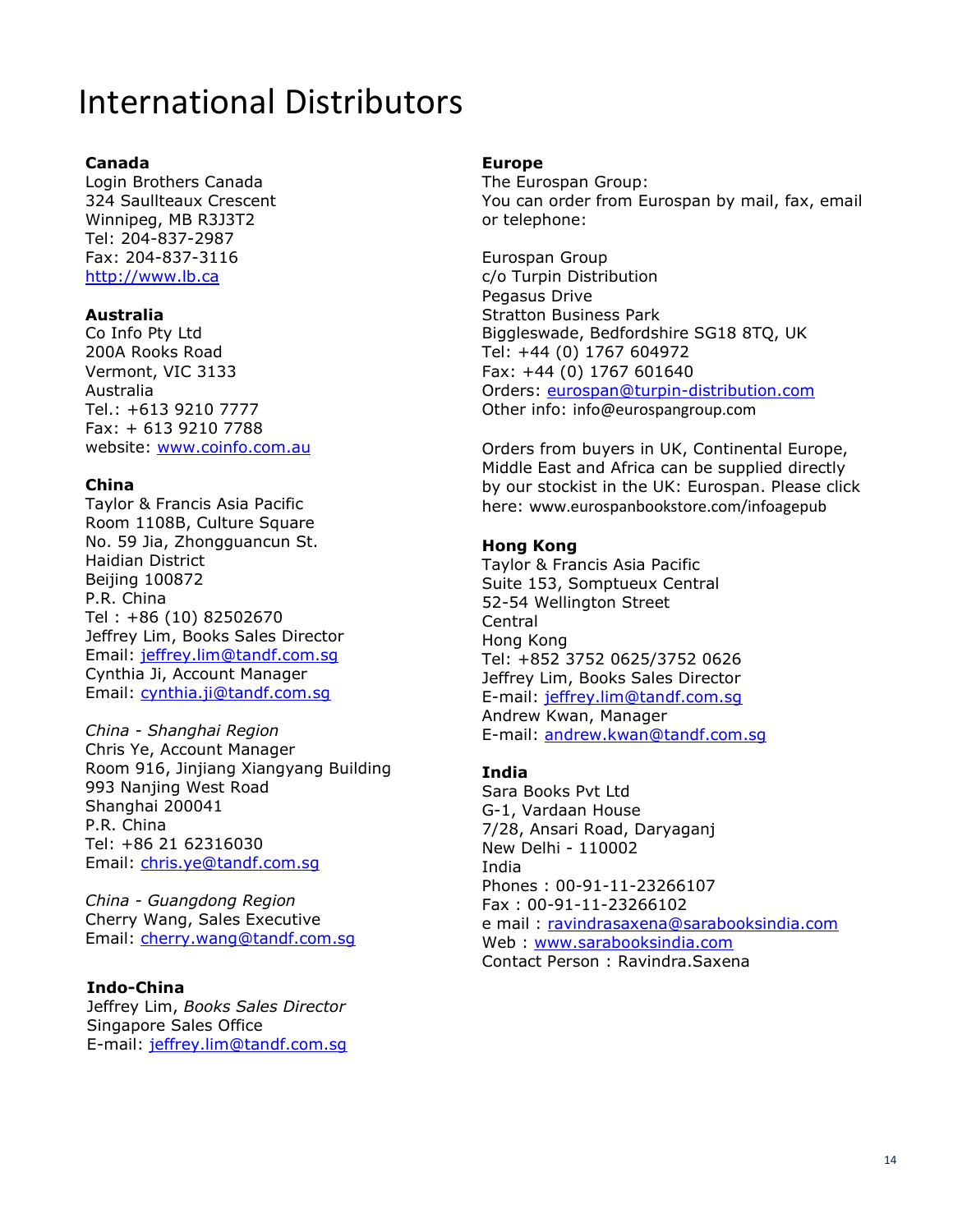# International Distributors

**Canada**
Login Brothers Canada
324 Saullteaux Crescent
Winnipeg, MB R3J3T2
Tel: 204-837-2987
Fax: 204-837-3116
http://www.lb.ca

**Australia**
Co Info Pty Ltd
200A Rooks Road
Vermont, VIC 3133
Australia
Tel.: +613 9210 7777
Fax: + 613 9210 7788
website: www.coinfo.com.au

**China**
Taylor & Francis Asia Pacific
Room 1108B, Culture Square
No. 59 Jia, Zhongguancun St.
Haidian District
Beijing 100872
P.R. China
Tel : +86 (10) 82502670
Jeffrey Lim, Books Sales Director
Email: jeffrey.lim@tandf.com.sg
Cynthia Ji, Account Manager
Email: cynthia.ji@tandf.com.sg

*China - Shanghai Region*
Chris Ye, Account Manager
Room 916, Jinjiang Xiangyang Building
993 Nanjing West Road
Shanghai 200041
P.R. China
Tel: +86 21 62316030
Email: chris.ye@tandf.com.sg

*China - Guangdong Region*
Cherry Wang, Sales Executive
Email: cherry.wang@tandf.com.sg

**Indo-China**
Jeffrey Lim, *Books Sales Director*
Singapore Sales Office
E-mail: jeffrey.lim@tandf.com.sg

**Europe**
The Eurospan Group:
You can order from Eurospan by mail, fax, email or telephone:

Eurospan Group
c/o Turpin Distribution
Pegasus Drive
Stratton Business Park
Biggleswade, Bedfordshire SG18 8TQ, UK
Tel: +44 (0) 1767 604972
Fax: +44 (0) 1767 601640
Orders: eurospan@turpin-distribution.com
Other info: info@eurospangroup.com

Orders from buyers in UK, Continental Europe, Middle East and Africa can be supplied directly by our stockist in the UK: Eurospan. Please click here: www.eurospanbookstore.com/infoagepub

**Hong Kong**
Taylor & Francis Asia Pacific
Suite 153, Somptueux Central
52-54 Wellington Street
Central
Hong Kong
Tel: +852 3752 0625/3752 0626
Jeffrey Lim, Books Sales Director
E-mail: jeffrey.lim@tandf.com.sg
Andrew Kwan, Manager
E-mail: andrew.kwan@tandf.com.sg

**India**
Sara Books Pvt Ltd
G-1, Vardaan House
7/28, Ansari Road, Daryaganj
New Delhi - 110002
India
Phones : 00-91-11-23266107
Fax : 00-91-11-23266102
e mail : ravindrasaxena@sarabooksindia.com
Web : www.sarabooksindia.com
Contact Person : Ravindra.Saxena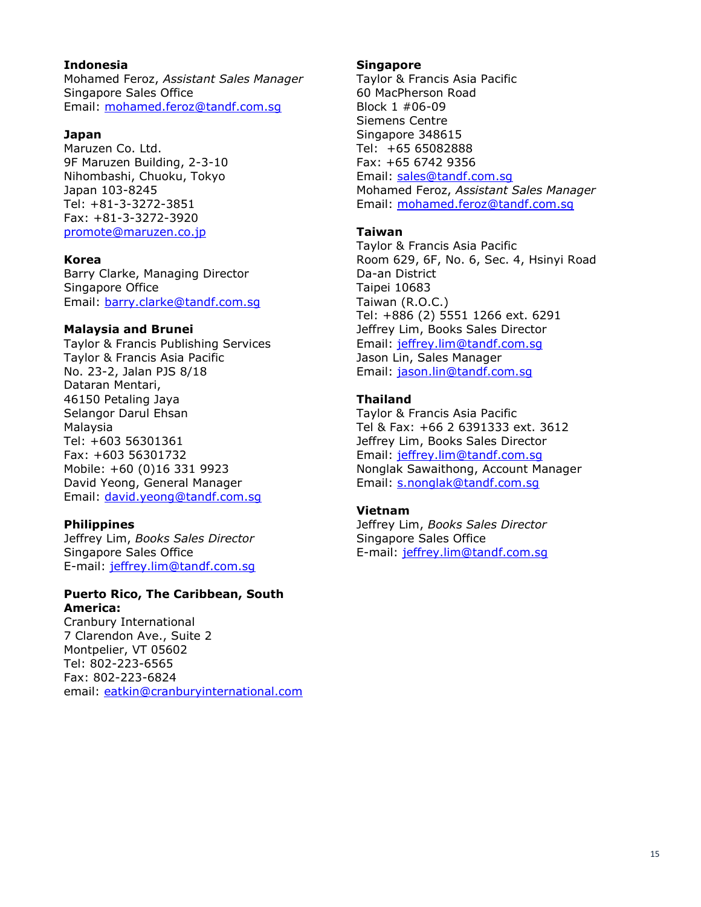**Indonesia**
Mohamed Feroz, *Assistant Sales Manager*
Singapore Sales Office
Email: mohamed.feroz@tandf.com.sg

**Japan**
Maruzen Co. Ltd.
9F Maruzen Building, 2-3-10
Nihombashi, Chuoku, Tokyo
Japan 103-8245
Tel: +81-3-3272-3851
Fax: +81-3-3272-3920
promote@maruzen.co.jp

**Korea**
Barry Clarke, Managing Director
Singapore Office
Email: barry.clarke@tandf.com.sg

**Malaysia and Brunei**
Taylor & Francis Publishing Services
Taylor & Francis Asia Pacific
No. 23-2, Jalan PJS 8/18
Dataran Mentari,
46150 Petaling Jaya
Selangor Darul Ehsan
Malaysia
Tel: +603 56301361
Fax: +603 56301732
Mobile: +60 (0)16 331 9923
David Yeong, General Manager
Email: david.yeong@tandf.com.sg

**Philippines**
Jeffrey Lim, *Books Sales Director*
Singapore Sales Office
E-mail: jeffrey.lim@tandf.com.sg

**Puerto Rico, The Caribbean, South America:**
Cranbury International
7 Clarendon Ave., Suite 2
Montpelier, VT 05602
Tel: 802-223-6565
Fax: 802-223-6824
email: eatkin@cranburyinternational.com

**Singapore**
Taylor & Francis Asia Pacific
60 MacPherson Road
Block 1 #06-09
Siemens Centre
Singapore 348615
Tel: +65 65082888
Fax: +65 6742 9356
Email: sales@tandf.com.sg
Mohamed Feroz, *Assistant Sales Manager*
Email: mohamed.feroz@tandf.com.sg

**Taiwan**
Taylor & Francis Asia Pacific
Room 629, 6F, No. 6, Sec. 4, Hsinyi Road
Da-an District
Taipei 10683
Taiwan (R.O.C.)
Tel: +886 (2) 5551 1266 ext. 6291
Jeffrey Lim, Books Sales Director
Email: jeffrey.lim@tandf.com.sg
Jason Lin, Sales Manager
Email: jason.lin@tandf.com.sg

**Thailand**
Taylor & Francis Asia Pacific
Tel & Fax: +66 2 6391333 ext. 3612
Jeffrey Lim, Books Sales Director
Email: jeffrey.lim@tandf.com.sg
Nonglak Sawaithong, Account Manager
Email: s.nonglak@tandf.com.sg

**Vietnam**
Jeffrey Lim, *Books Sales Director*
Singapore Sales Office
E-mail: jeffrey.lim@tandf.com.sg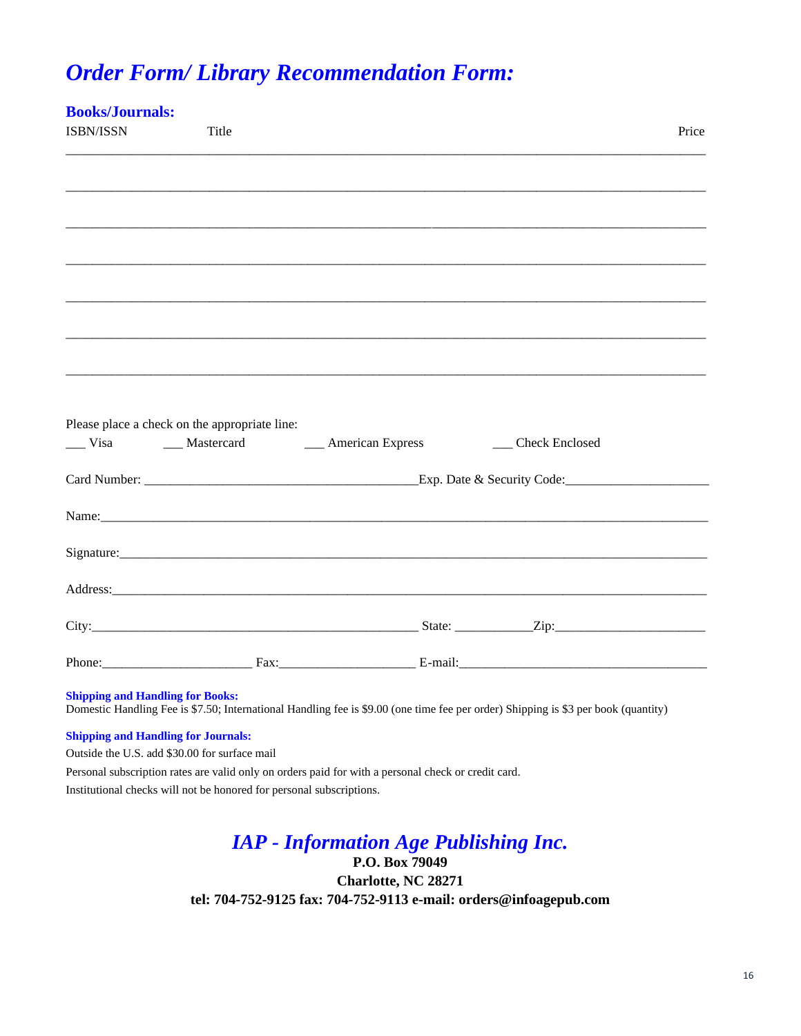# *Order Form/ Library Recommendation Form:*

## Books/Journals:

ISBN/ISSN  Title  Price

\_\_\_\_\_\_\_\_\_\_\_\_\_\_\_\_\_\_\_\_\_\_\_\_\_\_\_\_\_\_\_\_\_\_\_\_\_\_\_\_\_\_\_\_\_\_\_\_\_\_\_\_\_\_\_\_\_\_\_\_\_\_\_\_\_\_\_\_\_\_\_\_\_\_\_\_\_\_\_\_\_\_

\_\_\_\_\_\_\_\_\_\_\_\_\_\_\_\_\_\_\_\_\_\_\_\_\_\_\_\_\_\_\_\_\_\_\_\_\_\_\_\_\_\_\_\_\_\_\_\_\_\_\_\_\_\_\_\_\_\_\_\_\_\_\_\_\_\_\_\_\_\_\_\_\_\_\_\_\_\_\_\_\_\_

\_\_\_\_\_\_\_\_\_\_\_\_\_\_\_\_\_\_\_\_\_\_\_\_\_\_\_\_\_\_\_\_\_\_\_\_\_\_\_\_\_\_\_\_\_\_\_\_\_\_\_\_\_\_\_\_\_\_\_\_\_\_\_\_\_\_\_\_\_\_\_\_\_\_\_\_\_\_\_\_\_\_

\_\_\_\_\_\_\_\_\_\_\_\_\_\_\_\_\_\_\_\_\_\_\_\_\_\_\_\_\_\_\_\_\_\_\_\_\_\_\_\_\_\_\_\_\_\_\_\_\_\_\_\_\_\_\_\_\_\_\_\_\_\_\_\_\_\_\_\_\_\_\_\_\_\_\_\_\_\_\_\_\_\_

\_\_\_\_\_\_\_\_\_\_\_\_\_\_\_\_\_\_\_\_\_\_\_\_\_\_\_\_\_\_\_\_\_\_\_\_\_\_\_\_\_\_\_\_\_\_\_\_\_\_\_\_\_\_\_\_\_\_\_\_\_\_\_\_\_\_\_\_\_\_\_\_\_\_\_\_\_\_\_\_\_\_

\_\_\_\_\_\_\_\_\_\_\_\_\_\_\_\_\_\_\_\_\_\_\_\_\_\_\_\_\_\_\_\_\_\_\_\_\_\_\_\_\_\_\_\_\_\_\_\_\_\_\_\_\_\_\_\_\_\_\_\_\_\_\_\_\_\_\_\_\_\_\_\_\_\_\_\_\_\_\_\_\_\_

\_\_\_\_\_\_\_\_\_\_\_\_\_\_\_\_\_\_\_\_\_\_\_\_\_\_\_\_\_\_\_\_\_\_\_\_\_\_\_\_\_\_\_\_\_\_\_\_\_\_\_\_\_\_\_\_\_\_\_\_\_\_\_\_\_\_\_\_\_\_\_\_\_\_\_\_\_\_\_\_\_\_

Please place a check on the appropriate line:

\_\_\_ Visa  \_\_\_ Mastercard  \_\_\_ American Express  \_\_\_ Check Enclosed

Card Number: \_\_\_\_\_\_\_\_\_\_\_\_\_\_\_\_\_\_\_\_\_\_\_\_\_\_\_\_\_\_\_\_\_\_\_\_\_\_\_\_ Exp. Date & Security Code: \_\_\_\_\_\_\_\_\_\_\_\_\_\_\_\_\_\_\_\_\_\_

Name: \_\_\_\_\_\_\_\_\_\_\_\_\_\_\_\_\_\_\_\_\_\_\_\_\_\_\_\_\_\_\_\_\_\_\_\_\_\_\_\_\_\_\_\_\_\_\_\_\_\_\_\_\_\_\_\_\_\_\_\_\_\_\_\_\_\_\_\_\_\_\_\_\_\_\_\_\_\_\_\_\_

Signature: \_\_\_\_\_\_\_\_\_\_\_\_\_\_\_\_\_\_\_\_\_\_\_\_\_\_\_\_\_\_\_\_\_\_\_\_\_\_\_\_\_\_\_\_\_\_\_\_\_\_\_\_\_\_\_\_\_\_\_\_\_\_\_\_\_\_\_\_\_\_\_\_\_\_\_\_\_

Address: \_\_\_\_\_\_\_\_\_\_\_\_\_\_\_\_\_\_\_\_\_\_\_\_\_\_\_\_\_\_\_\_\_\_\_\_\_\_\_\_\_\_\_\_\_\_\_\_\_\_\_\_\_\_\_\_\_\_\_\_\_\_\_\_\_\_\_\_\_\_\_\_\_\_\_\_\_\_

City: \_\_\_\_\_\_\_\_\_\_\_\_\_\_\_\_\_\_\_\_\_\_\_\_\_\_\_\_\_\_\_\_\_\_\_\_\_\_\_\_\_\_\_\_\_\_\_\_\_\_\_ State: \_\_\_\_\_\_\_\_\_\_\_\_ Zip: \_\_\_\_\_\_\_\_\_\_\_\_\_\_\_\_\_\_\_\_\_\_\_

Phone: \_\_\_\_\_\_\_\_\_\_\_\_\_\_\_\_\_\_\_\_\_\_\_\_ Fax: \_\_\_\_\_\_\_\_\_\_\_\_\_\_\_\_\_\_\_\_\_\_ E-mail: \_\_\_\_\_\_\_\_\_\_\_\_\_\_\_\_\_\_\_\_\_\_\_\_\_\_\_\_\_\_\_\_\_\_\_\_\_\_\_

### Shipping and Handling for Books:

Domestic Handling Fee is $7.50; International Handling fee is $9.00 (one time fee per order) Shipping is $3 per book (quantity)

### Shipping and Handling for Journals:

Outside the U.S. add $30.00 for surface mail

Personal subscription rates are valid only on orders paid for with a personal check or credit card.

Institutional checks will not be honored for personal subscriptions.

## *IAP - Information Age Publishing Inc.*

**P.O. Box 79049**
**Charlotte, NC 28271**
**tel: 704-752-9125 fax: 704-752-9113 e-mail: orders@infoagepub.com**